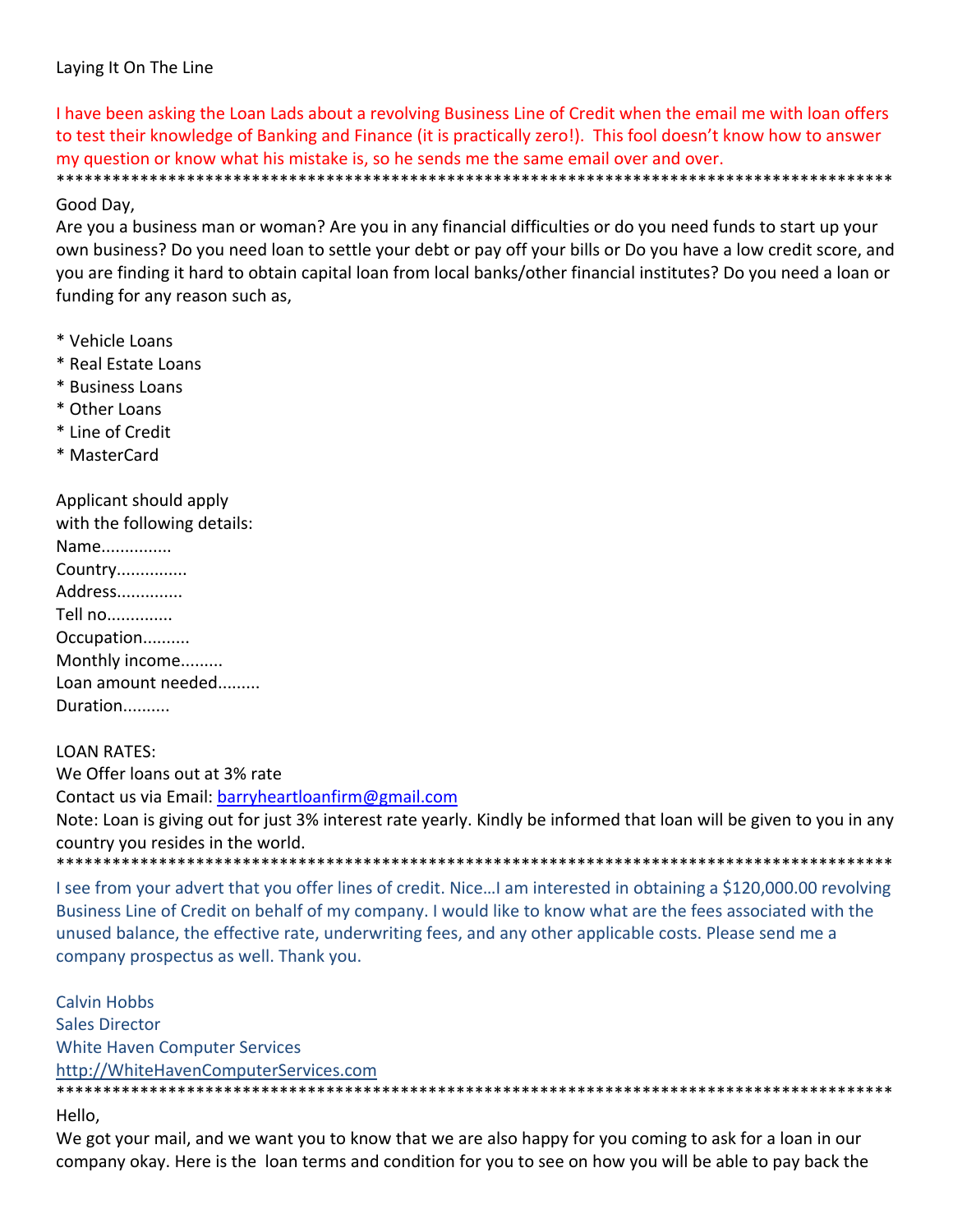Laying It On The Line

I have been asking the Loan Lads about a revolving Business Line of Credit when the email me with loan offers to test their knowledge of Banking and Finance (it is practically zero!). This fool doesn't know how to answer my question or know what his mistake is, so he sends me the same email over and over.

*******************************************************************************************

Good Day,

Are you a business man or woman? Are you in any financial difficulties or do you need funds to start up your own business? Do you need loan to settle your debt or pay off your bills or Do you have a low credit score, and you are finding it hard to obtain capital loan from local banks/other financial institutes? Do you need a loan or funding for any reason such as,

* Vehicle Loans
* Real Estate Loans
* Business Loans
* Other Loans
* Line of Credit
* MasterCard

Applicant should apply
with the following details:
Name..............
Country..............
Address.............
Tell no.............
Occupation..........
Monthly income.........
Loan amount needed.........
Duration..........

LOAN RATES:
We Offer loans out at 3% rate
Contact us via Email: barryheartloanfirm@gmail.com
Note: Loan is giving out for just 3% interest rate yearly. Kindly be informed that loan will be given to you in any country you resides in the world.

*******************************************************************************************

I see from your advert that you offer lines of credit. Nice…I am interested in obtaining a $120,000.00 revolving Business Line of Credit on behalf of my company. I would like to know what are the fees associated with the unused balance, the effective rate, underwriting fees, and any other applicable costs. Please send me a company prospectus as well. Thank you.

Calvin Hobbs
Sales Director
White Haven Computer Services
http://WhiteHavenComputerServices.com

*******************************************************************************************

Hello,

We got your mail, and we want you to know that we are also happy for you coming to ask for a loan in our company okay. Here is the loan terms and condition for you to see on how you will be able to pay back the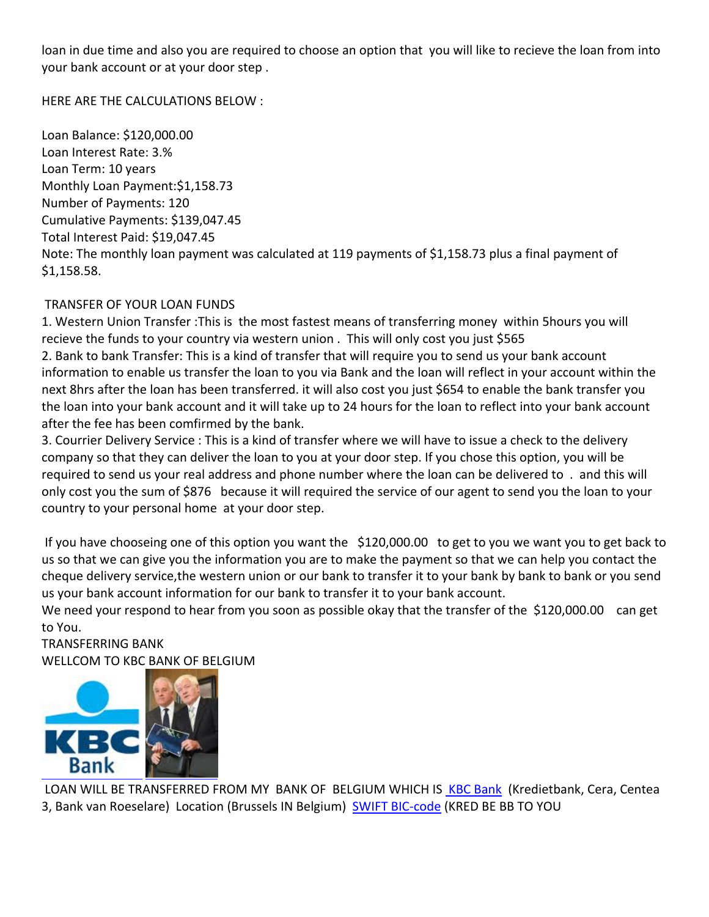loan in due time and also you are required to choose an option that you will like to recieve the loan from into your bank account or at your door step .

HERE ARE THE CALCULATIONS BELOW :

Loan Balance: $120,000.00
Loan Interest Rate: 3.%
Loan Term: 10 years
Monthly Loan Payment:$1,158.73
Number of Payments: 120
Cumulative Payments: $139,047.45
Total Interest Paid: $19,047.45
Note: The monthly loan payment was calculated at 119 payments of $1,158.73 plus a final payment of $1,158.58.

TRANSFER OF YOUR LOAN FUNDS
1. Western Union Transfer :This is the most fastest means of transferring money within 5hours you will recieve the funds to your country via western union . This will only cost you just $565
2. Bank to bank Transfer: This is a kind of transfer that will require you to send us your bank account information to enable us transfer the loan to you via Bank and the loan will reflect in your account within the next 8hrs after the loan has been transferred. it will also cost you just $654 to enable the bank transfer you the loan into your bank account and it will take up to 24 hours for the loan to reflect into your bank account after the fee has been comfirmed by the bank.
3. Courrier Delivery Service : This is a kind of transfer where we will have to issue a check to the delivery company so that they can deliver the loan to you at your door step. If you chose this option, you will be required to send us your real address and phone number where the loan can be delivered to . and this will only cost you the sum of $876 because it will required the service of our agent to send you the loan to your country to your personal home at your door step.

If you have chooseing one of this option you want the $120,000.00 to get to you we want you to get back to us so that we can give you the information you are to make the payment so that we can help you contact the cheque delivery service,the western union or our bank to transfer it to your bank by bank to bank or you send us your bank account information for our bank to transfer it to your bank account.
We need your respond to hear from you soon as possible okay that the transfer of the $120,000.00 can get to You.
TRANSFERRING BANK
WELLCOM TO KBC BANK OF BELGIUM

LOAN WILL BE TRANSFERRED FROM MY BANK OF BELGIUM WHICH IS KBC Bank (Kredietbank, Cera, Centea 3, Bank van Roeselare) Location (Brussels IN Belgium) SWIFT BIC-code (KRED BE BB TO YOU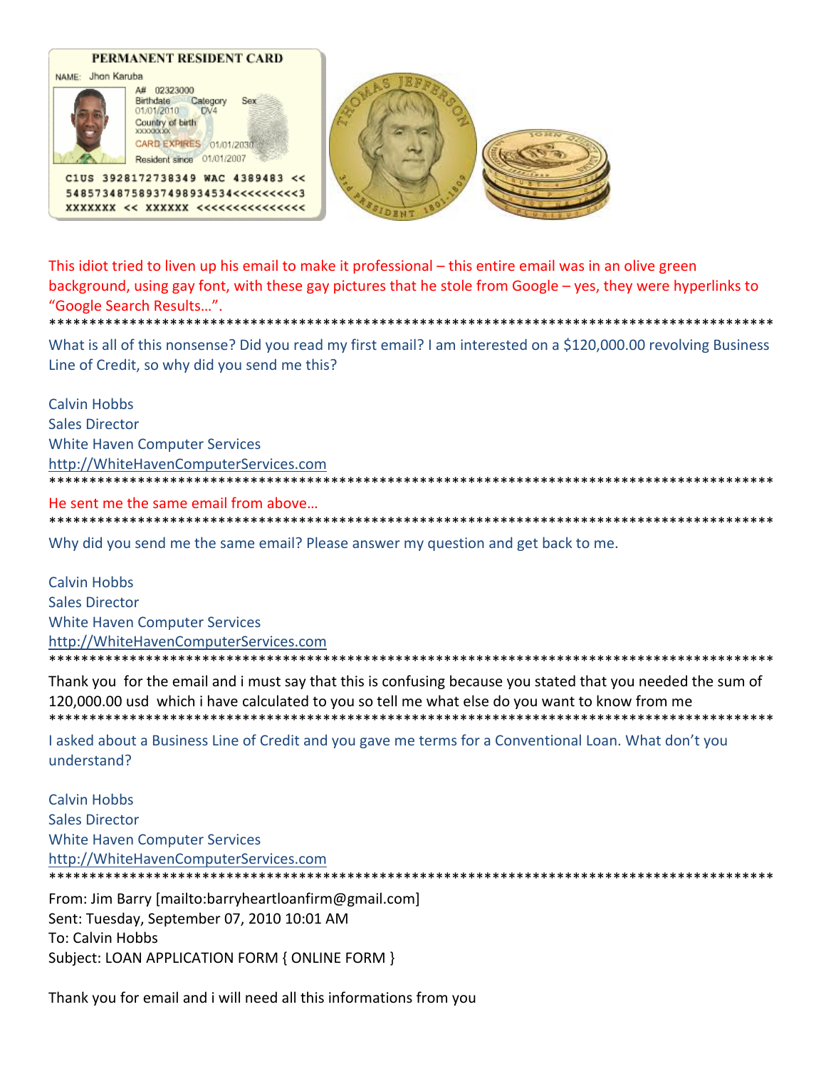This idiot tried to liven up his email to make it professional – this entire email was in an olive green background, using gay font, with these gay pictures that he stole from Google – yes, they were hyperlinks to "Google Search Results…".

****************************************************************************************

What is all of this nonsense? Did you read my first email? I am interested on a $120,000.00 revolving Business Line of Credit, so why did you send me this?

Calvin Hobbs
Sales Director
White Haven Computer Services
http://WhiteHavenComputerServices.com

****************************************************************************************

He sent me the same email from above…

****************************************************************************************

Why did you send me the same email? Please answer my question and get back to me.

Calvin Hobbs
Sales Director
White Haven Computer Services
http://WhiteHavenComputerServices.com

****************************************************************************************

Thank you  for the email and i must say that this is confusing because you stated that you needed the sum of 120,000.00 usd  which i have calculated to you so tell me what else do you want to know from me

****************************************************************************************

I asked about a Business Line of Credit and you gave me terms for a Conventional Loan. What don't you understand?

Calvin Hobbs
Sales Director
White Haven Computer Services
http://WhiteHavenComputerServices.com

****************************************************************************************

From: Jim Barry [mailto:barryheartloanfirm@gmail.com]
Sent: Tuesday, September 07, 2010 10:01 AM
To: Calvin Hobbs
Subject: LOAN APPLICATION FORM { ONLINE FORM }

Thank you for email and i will need all this informations from you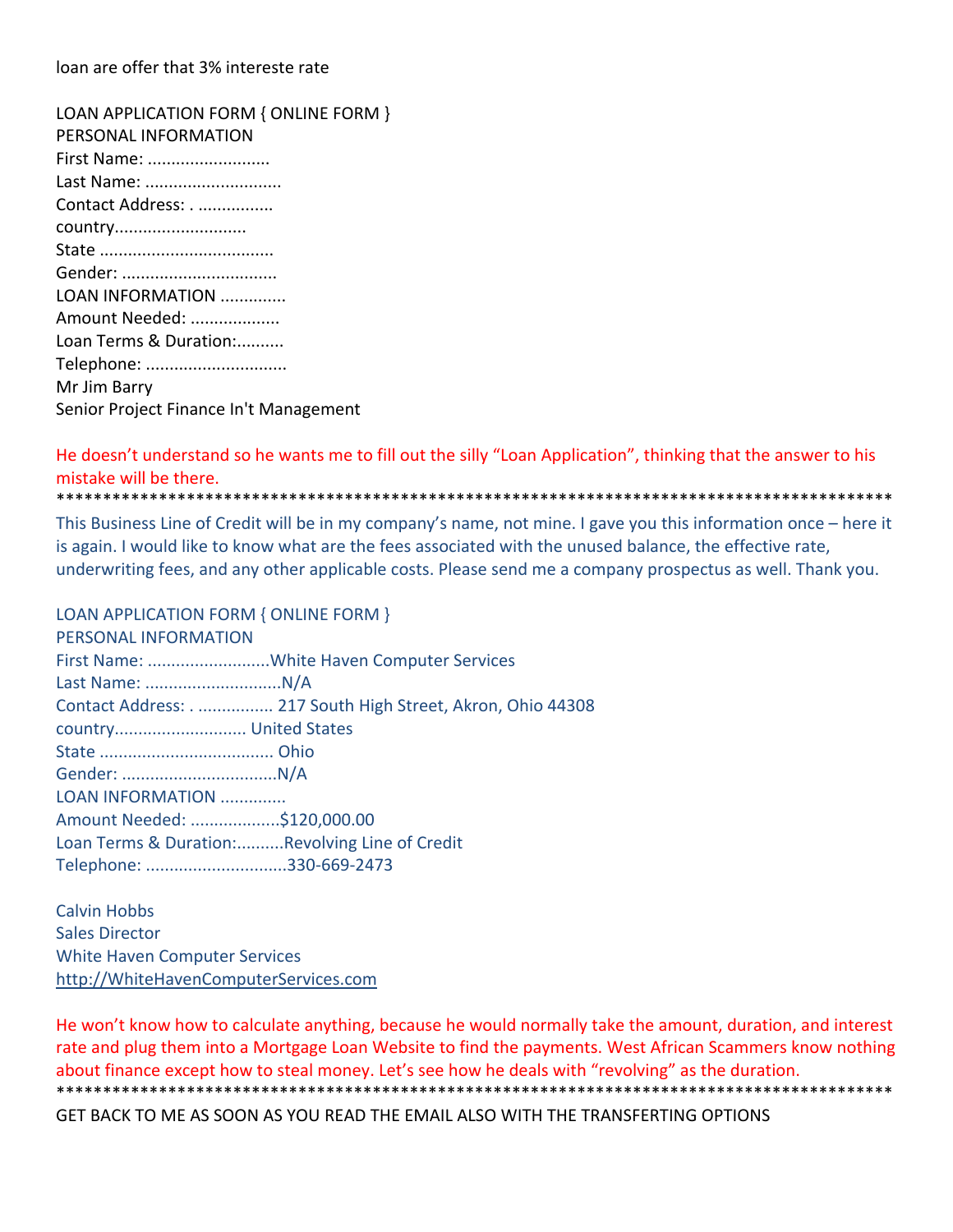loan are offer that 3% intereste rate

LOAN APPLICATION FORM { ONLINE FORM }
PERSONAL INFORMATION
First Name: ..........................
Last Name: ............................
Contact Address: . ................
country...........................
State ....................................
Gender: ................................
LOAN INFORMATION .............
Amount Needed: ..................
Loan Terms & Duration:..........
Telephone: .............................
Mr Jim Barry
Senior Project Finance In't Management

He doesn't understand so he wants me to fill out the silly "Loan Application", thinking that the answer to his mistake will be there.

*******************************************************************************************

This Business Line of Credit will be in my company's name, not mine. I gave you this information once – here it is again. I would like to know what are the fees associated with the unused balance, the effective rate, underwriting fees, and any other applicable costs. Please send me a company prospectus as well. Thank you.

LOAN APPLICATION FORM { ONLINE FORM }
PERSONAL INFORMATION
First Name: ..........................White Haven Computer Services
Last Name: ............................N/A
Contact Address: . ................ 217 South High Street, Akron, Ohio 44308
country........................... United States
State .................................... Ohio
Gender: ................................N/A
LOAN INFORMATION .............
Amount Needed: ..................$120,000.00
Loan Terms & Duration:..........Revolving Line of Credit
Telephone: .............................330-669-2473

Calvin Hobbs
Sales Director
White Haven Computer Services
http://WhiteHavenComputerServices.com

He won't know how to calculate anything, because he would normally take the amount, duration, and interest rate and plug them into a Mortgage Loan Website to find the payments. West African Scammers know nothing about finance except how to steal money. Let's see how he deals with "revolving" as the duration.

*******************************************************************************************

GET BACK TO ME AS SOON AS YOU READ THE EMAIL ALSO WITH THE TRANSFERTING OPTIONS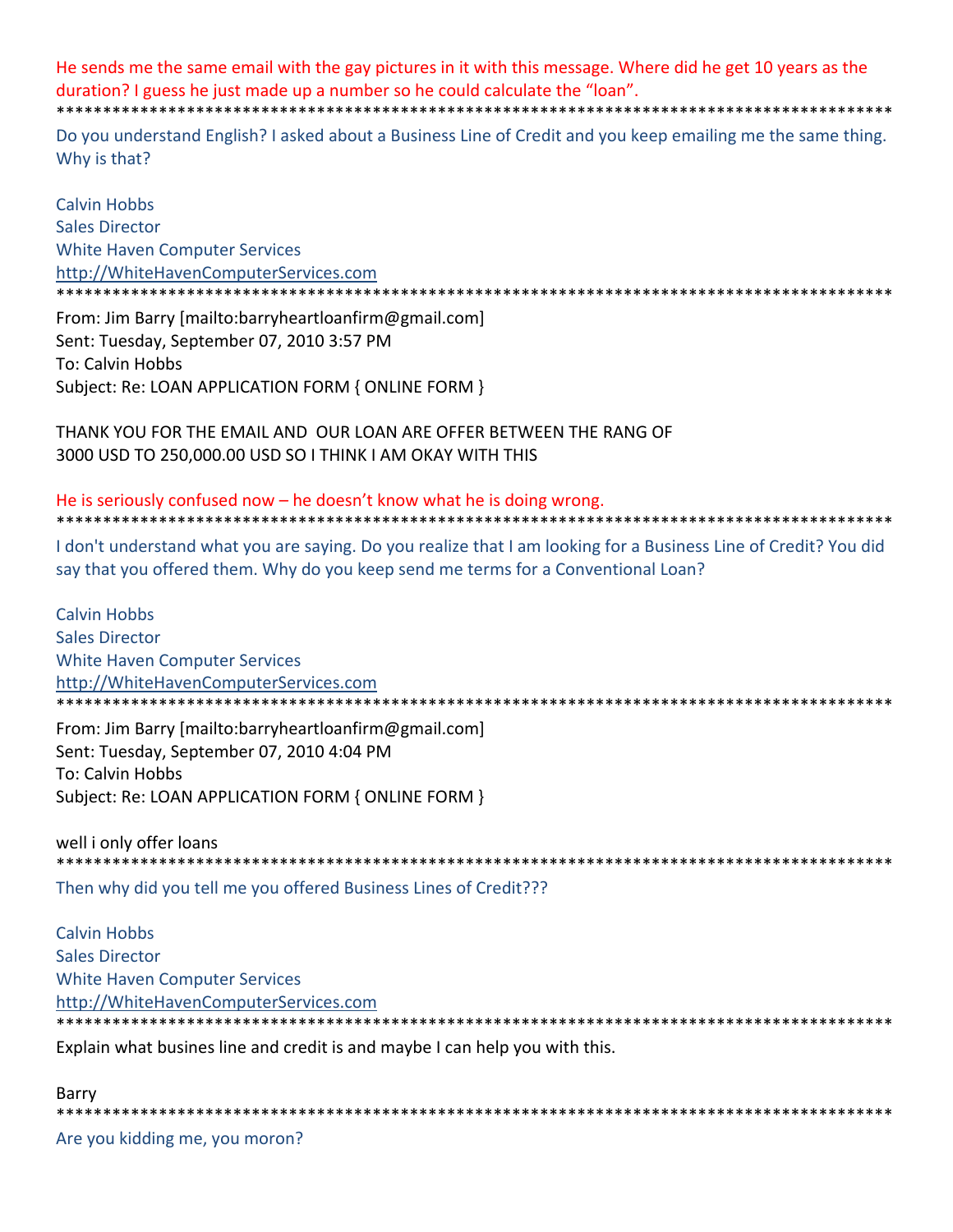He sends me the same email with the gay pictures in it with this message. Where did he get 10 years as the duration? I guess he just made up a number so he could calculate the "loan".

*******************************************************************************************

Do you understand English? I asked about a Business Line of Credit and you keep emailing me the same thing. Why is that?

Calvin Hobbs
Sales Director
White Haven Computer Services
http://WhiteHavenComputerServices.com

*******************************************************************************************

From: Jim Barry [mailto:barryheartloanfirm@gmail.com]
Sent: Tuesday, September 07, 2010 3:57 PM
To: Calvin Hobbs
Subject: Re: LOAN APPLICATION FORM { ONLINE FORM }

THANK YOU FOR THE EMAIL AND OUR LOAN ARE OFFER BETWEEN THE RANG OF 3000 USD TO 250,000.00 USD SO I THINK I AM OKAY WITH THIS

He is seriously confused now – he doesn't know what he is doing wrong.

*******************************************************************************************

I don't understand what you are saying. Do you realize that I am looking for a Business Line of Credit? You did say that you offered them. Why do you keep send me terms for a Conventional Loan?

Calvin Hobbs
Sales Director
White Haven Computer Services
http://WhiteHavenComputerServices.com

*******************************************************************************************

From: Jim Barry [mailto:barryheartloanfirm@gmail.com]
Sent: Tuesday, September 07, 2010 4:04 PM
To: Calvin Hobbs
Subject: Re: LOAN APPLICATION FORM { ONLINE FORM }

well i only offer loans

*******************************************************************************************

Then why did you tell me you offered Business Lines of Credit???

Calvin Hobbs
Sales Director
White Haven Computer Services
http://WhiteHavenComputerServices.com

*******************************************************************************************

Explain what busines line and credit is and maybe I can help you with this.

Barry

*******************************************************************************************

Are you kidding me, you moron?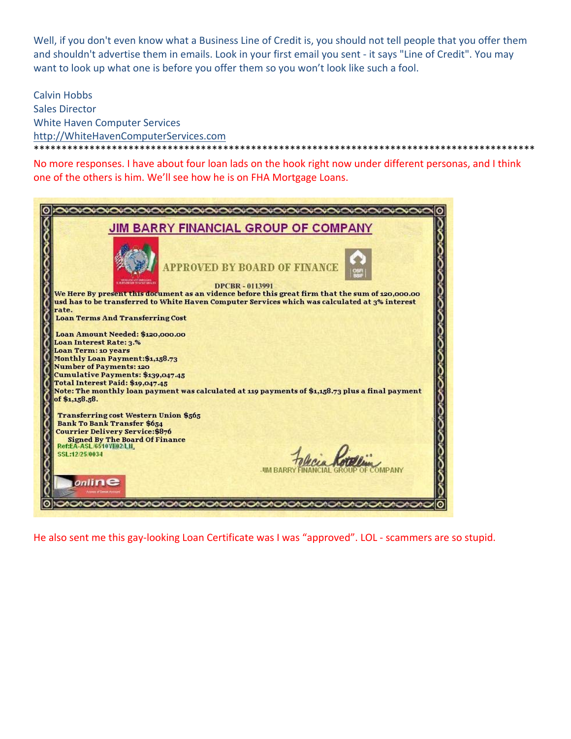Well, if you don't even know what a Business Line of Credit is, you should not tell people that you offer them and shouldn't advertise them in emails. Look in your first email you sent - it says "Line of Credit". You may want to look up what one is before you offer them so you won't look like such a fool.

Calvin Hobbs
Sales Director
White Haven Computer Services
http://WhiteHavenComputerServices.com

*******************************************************************************************

No more responses. I have about four loan lads on the hook right now under different personas, and I think one of the others is him. We'll see how he is on FHA Mortgage Loans.

JIM BARRY FINANCIAL GROUP OF COMPANY

APPROVED BY BOARD OF FINANCE

DPCBR - 0113991

We Here By present this document as an vidence before this great firm that the sum of 120,000.00 usd has to be transferred to White Haven Computer Services which was calculated at 3% interest rate.

Loan Terms And Transferring Cost

Loan Amount Needed: $120,000.00
Loan Interest Rate: 3.%
Loan Term: 10 years
Monthly Loan Payment:$1,158.73
Number of Payments: 120
Cumulative Payments: $139,047.45
Total Interest Paid: $19,047.45
Note: The monthly loan payment was calculated at 119 payments of $1,158.73 plus a final payment of $1,158.58.

Transferring cost Western Union $565
Bank To Bank Transfer $654
Courrier Delivery Service:$876
Signed By The Board Of Finance
Ref:EA-ASL/6510YI/02/LII
SSL:12/25/0034

JIM BARRY FINANCIAL GROUP OF COMPANY

online

He also sent me this gay-looking Loan Certificate was I was "approved". LOL - scammers are so stupid.